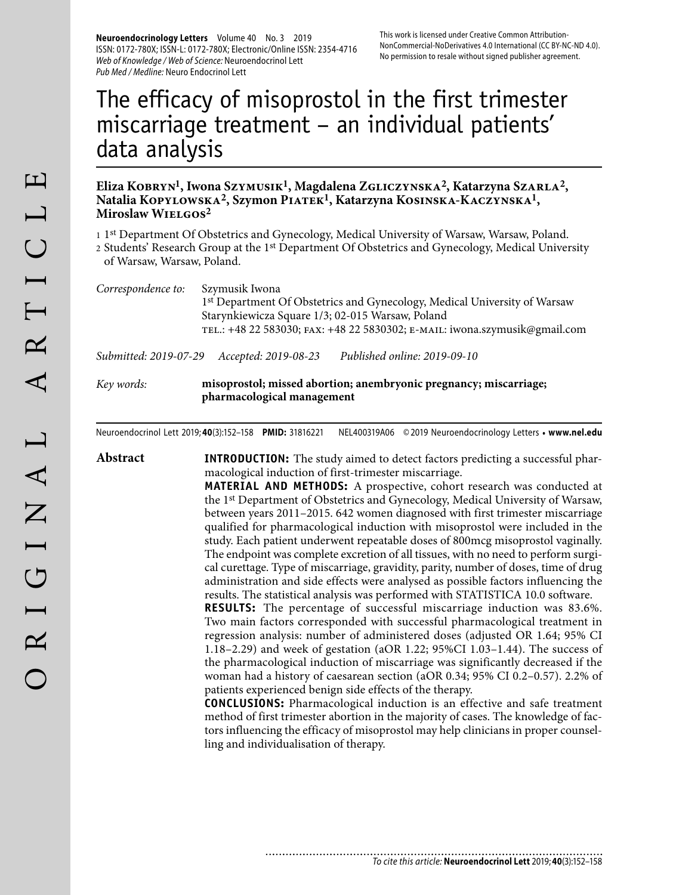# The efficacy of misoprostol in the first trimester miscarriage treatment – an individual patients' data analysis

**Eliza Kobryn[1], Iwona Szymusik[1], Magdalena Zgliczynska[2], Katarzyna Szarla[2], Natalia Kopylowska[2], Szymon Piatek[1], Katarzyna Kosinska-Kaczynska[1], Miroslaw Wielgos[2]**

1 1st Department Of Obstetrics and Gynecology, Medical University of Warsaw, Warsaw, Poland.
2 Students' Research Group at the 1st Department Of Obstetrics and Gynecology, Medical University of Warsaw, Warsaw, Poland.

*Correspondence to:* Szymusik Iwona
1st Department Of Obstetrics and Gynecology, Medical University of Warsaw
Starynkiewicza Square 1/3; 02-015 Warsaw, Poland
TEL.: +48 22 583030; FAX: +48 22 5830302; E-MAIL: iwona.szymusik@gmail.com

*Submitted: 2019-07-29 Accepted: 2019-08-23 Published online: 2019-09-10*

*Key words:* **misoprostol; missed abortion; anembryonic pregnancy; miscarriage; pharmacological management**

Neuroendocrinol Lett 2019; **40**(3):152–158 **PMID:** 31816221 NEL400319A06 © 2019 Neuroendocrinology Letters • **www.nel.edu**

## Abstract

**INTRODUCTION:** The study aimed to detect factors predicting a successful pharmacological induction of first-trimester miscarriage.

**MATERIAL AND METHODS:** A prospective, cohort research was conducted at the 1st Department of Obstetrics and Gynecology, Medical University of Warsaw, between years 2011–2015. 642 women diagnosed with first trimester miscarriage qualified for pharmacological induction with misoprostol were included in the study. Each patient underwent repeatable doses of 800mcg misoprostol vaginally. The endpoint was complete excretion of all tissues, with no need to perform surgical curettage. Type of miscarriage, gravidity, parity, number of doses, time of drug administration and side effects were analysed as possible factors influencing the results. The statistical analysis was performed with STATISTICA 10.0 software.

**RESULTS:** The percentage of successful miscarriage induction was 83.6%. Two main factors corresponded with successful pharmacological treatment in regression analysis: number of administered doses (adjusted OR 1.64; 95% CI 1.18–2.29) and week of gestation (aOR 1.22; 95%CI 1.03–1.44). The success of the pharmacological induction of miscarriage was significantly decreased if the woman had a history of caesarean section (aOR 0.34; 95% CI 0.2–0.57). 2.2% of patients experienced benign side effects of the therapy.

**CONCLUSIONS:** Pharmacological induction is an effective and safe treatment method of first trimester abortion in the majority of cases. The knowledge of factors influencing the efficacy of misoprostol may help clinicians in proper counselling and individualisation of therapy.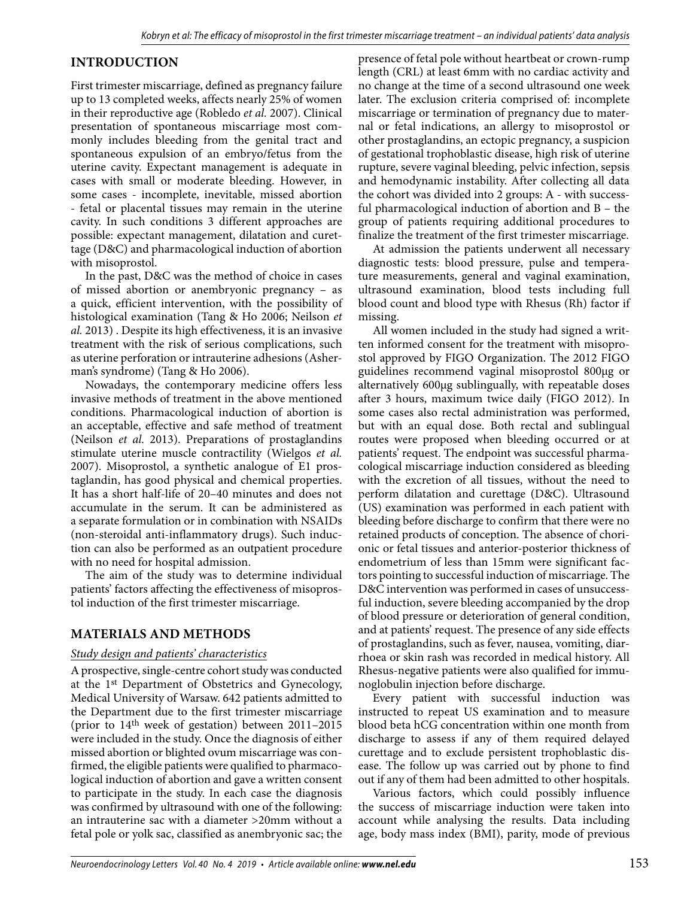## INTRODUCTION

First trimester miscarriage, defined as pregnancy failure up to 13 completed weeks, affects nearly 25% of women in their reproductive age (Robledo *et al.* 2007). Clinical presentation of spontaneous miscarriage most commonly includes bleeding from the genital tract and spontaneous expulsion of an embryo/fetus from the uterine cavity. Expectant management is adequate in cases with small or moderate bleeding. However, in some cases - incomplete, inevitable, missed abortion - fetal or placental tissues may remain in the uterine cavity. In such conditions 3 different approaches are possible: expectant management, dilatation and curettage (D&C) and pharmacological induction of abortion with misoprostol.

In the past, D&C was the method of choice in cases of missed abortion or anembryonic pregnancy – as a quick, efficient intervention, with the possibility of histological examination (Tang & Ho 2006; Neilson *et al.* 2013) . Despite its high effectiveness, it is an invasive treatment with the risk of serious complications, such as uterine perforation or intrauterine adhesions (Asherman's syndrome) (Tang & Ho 2006).

Nowadays, the contemporary medicine offers less invasive methods of treatment in the above mentioned conditions. Pharmacological induction of abortion is an acceptable, effective and safe method of treatment (Neilson *et al.* 2013). Preparations of prostaglandins stimulate uterine muscle contractility (Wielgos *et al.* 2007). Misoprostol, a synthetic analogue of E1 prostaglandin, has good physical and chemical properties. It has a short half-life of 20–40 minutes and does not accumulate in the serum. It can be administered as a separate formulation or in combination with NSAIDs (non-steroidal anti-inflammatory drugs). Such induction can also be performed as an outpatient procedure with no need for hospital admission.

The aim of the study was to determine individual patients' factors affecting the effectiveness of misoprostol induction of the first trimester miscarriage.

## MATERIALS AND METHODS

### Study design and patients' characteristics

A prospective, single-centre cohort study was conducted at the 1st Department of Obstetrics and Gynecology, Medical University of Warsaw. 642 patients admitted to the Department due to the first trimester miscarriage (prior to 14th week of gestation) between 2011–2015 were included in the study. Once the diagnosis of either missed abortion or blighted ovum miscarriage was confirmed, the eligible patients were qualified to pharmacological induction of abortion and gave a written consent to participate in the study. In each case the diagnosis was confirmed by ultrasound with one of the following: an intrauterine sac with a diameter >20mm without a fetal pole or yolk sac, classified as anembryonic sac; the presence of fetal pole without heartbeat or crown-rump length (CRL) at least 6mm with no cardiac activity and no change at the time of a second ultrasound one week later. The exclusion criteria comprised of: incomplete miscarriage or termination of pregnancy due to maternal or fetal indications, an allergy to misoprostol or other prostaglandins, an ectopic pregnancy, a suspicion of gestational trophoblastic disease, high risk of uterine rupture, severe vaginal bleeding, pelvic infection, sepsis and hemodynamic instability. After collecting all data the cohort was divided into 2 groups: A - with successful pharmacological induction of abortion and B – the group of patients requiring additional procedures to finalize the treatment of the first trimester miscarriage.

At admission the patients underwent all necessary diagnostic tests: blood pressure, pulse and temperature measurements, general and vaginal examination, ultrasound examination, blood tests including full blood count and blood type with Rhesus (Rh) factor if missing.

All women included in the study had signed a written informed consent for the treatment with misoprostol approved by FIGO Organization. The 2012 FIGO guidelines recommend vaginal misoprostol 800μg or alternatively 600μg sublingually, with repeatable doses after 3 hours, maximum twice daily (FIGO 2012). In some cases also rectal administration was performed, but with an equal dose. Both rectal and sublingual routes were proposed when bleeding occurred or at patients' request. The endpoint was successful pharmacological miscarriage induction considered as bleeding with the excretion of all tissues, without the need to perform dilatation and curettage (D&C). Ultrasound (US) examination was performed in each patient with bleeding before discharge to confirm that there were no retained products of conception. The absence of chorionic or fetal tissues and anterior-posterior thickness of endometrium of less than 15mm were significant factors pointing to successful induction of miscarriage. The D&C intervention was performed in cases of unsuccessful induction, severe bleeding accompanied by the drop of blood pressure or deterioration of general condition, and at patients' request. The presence of any side effects of prostaglandins, such as fever, nausea, vomiting, diarrhoea or skin rash was recorded in medical history. All Rhesus-negative patients were also qualified for immunoglobulin injection before discharge.

Every patient with successful induction was instructed to repeat US examination and to measure blood beta hCG concentration within one month from discharge to assess if any of them required delayed curettage and to exclude persistent trophoblastic disease. The follow up was carried out by phone to find out if any of them had been admitted to other hospitals.

Various factors, which could possibly influence the success of miscarriage induction were taken into account while analysing the results. Data including age, body mass index (BMI), parity, mode of previous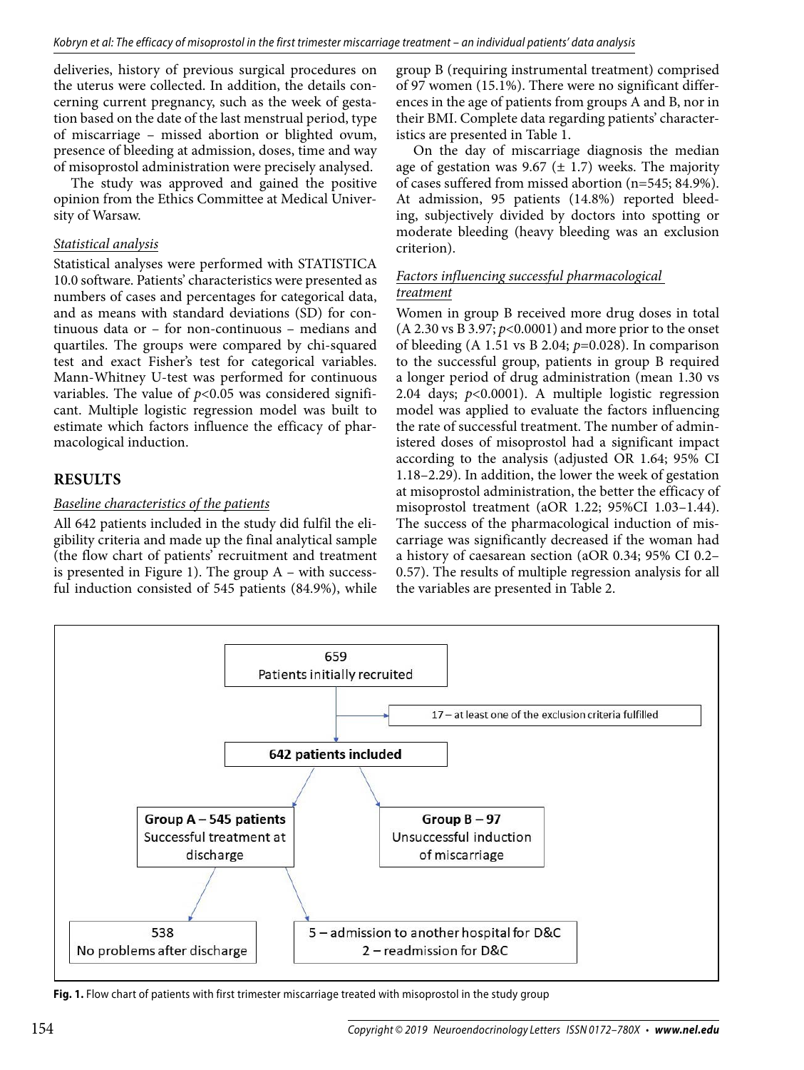deliveries, history of previous surgical procedures on the uterus were collected. In addition, the details concerning current pregnancy, such as the week of gestation based on the date of the last menstrual period, type of miscarriage – missed abortion or blighted ovum, presence of bleeding at admission, doses, time and way of misoprostol administration were precisely analysed.

The study was approved and gained the positive opinion from the Ethics Committee at Medical University of Warsaw.

*Statistical analysis*

Statistical analyses were performed with STATISTICA 10.0 software. Patients' characteristics were presented as numbers of cases and percentages for categorical data, and as means with standard deviations (SD) for continuous data or – for non-continuous – medians and quartiles. The groups were compared by chi-squared test and exact Fisher's test for categorical variables. Mann-Whitney U-test was performed for continuous variables. The value of $p<0.05$ was considered significant. Multiple logistic regression model was built to estimate which factors influence the efficacy of pharmacological induction.

## RESULTS

*Baseline characteristics of the patients*

All 642 patients included in the study did fulfil the eligibility criteria and made up the final analytical sample (the flow chart of patients' recruitment and treatment is presented in Figure 1). The group A – with successful induction consisted of 545 patients (84.9%), while group B (requiring instrumental treatment) comprised of 97 women (15.1%). There were no significant differences in the age of patients from groups A and B, nor in their BMI. Complete data regarding patients' characteristics are presented in Table 1.

On the day of miscarriage diagnosis the median age of gestation was 9.67 (± 1.7) weeks. The majority of cases suffered from missed abortion (n=545; 84.9%). At admission, 95 patients (14.8%) reported bleeding, subjectively divided by doctors into spotting or moderate bleeding (heavy bleeding was an exclusion criterion).

*Factors influencing successful pharmacological treatment*

Women in group B received more drug doses in total (A 2.30 vs B 3.97; $p<0.0001$) and more prior to the onset of bleeding (A 1.51 vs B 2.04; $p=0.028$). In comparison to the successful group, patients in group B required a longer period of drug administration (mean 1.30 vs 2.04 days; $p<0.0001$). A multiple logistic regression model was applied to evaluate the factors influencing the rate of successful treatment. The number of administered doses of misoprostol had a significant impact according to the analysis (adjusted OR 1.64; 95% CI 1.18–2.29). In addition, the lower the week of gestation at misoprostol administration, the better the efficacy of misoprostol treatment (aOR 1.22; 95%CI 1.03–1.44). The success of the pharmacological induction of miscarriage was significantly decreased if the woman had a history of caesarean section (aOR 0.34; 95% CI 0.2–0.57). The results of multiple regression analysis for all the variables are presented in Table 2.

659
Patients initially recruited

17 – at least one of the exclusion criteria fulfilled

**642 patients included**

**Group A – 545 patients**
Successful treatment at discharge

**Group B – 97**
Unsuccessful induction of miscarriage

538
No problems after discharge

5 – admission to another hospital for D&C
2 – readmission for D&C

**Fig. 1.** Flow chart of patients with first trimester miscarriage treated with misoprostol in the study group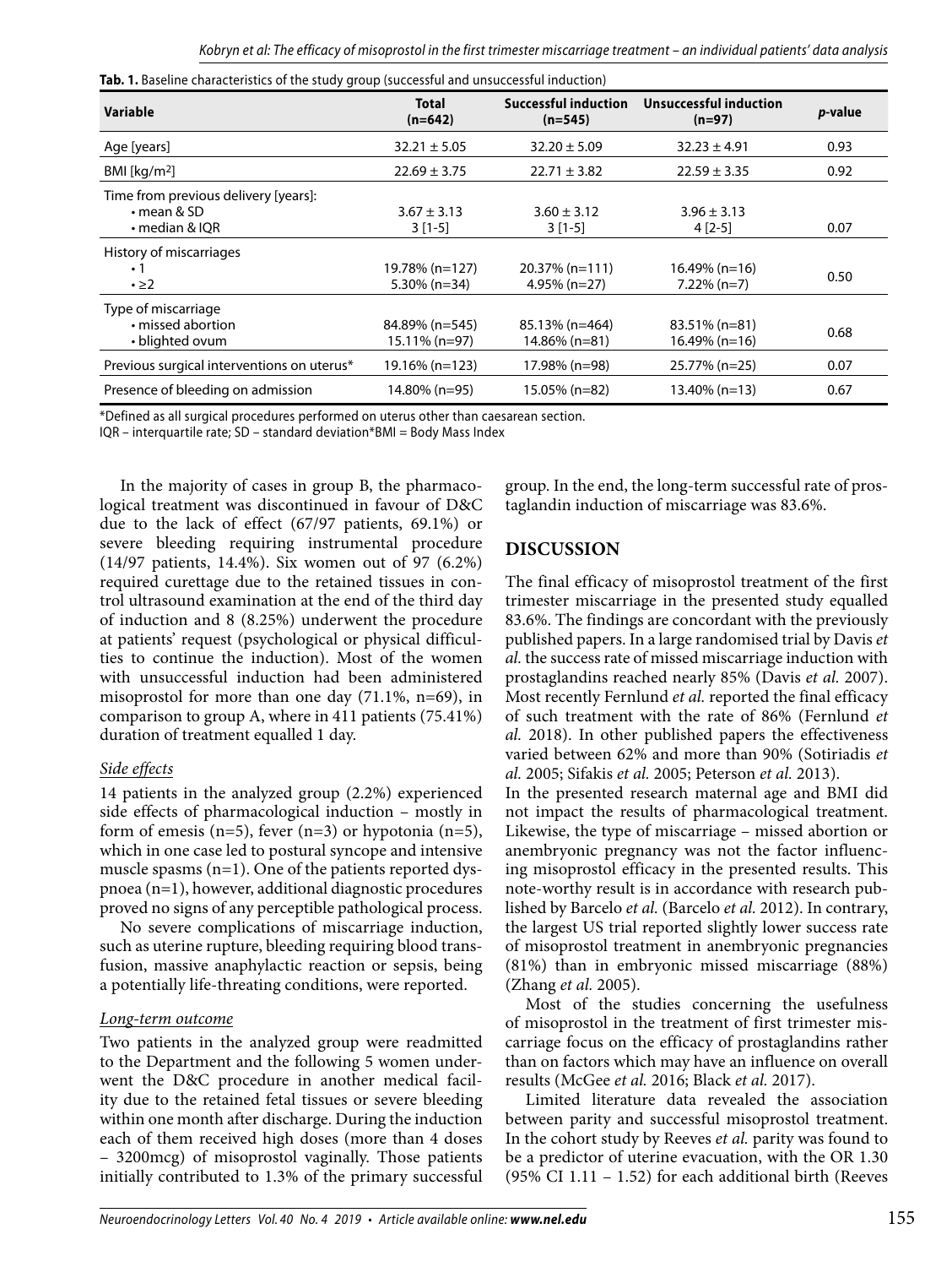**Tab. 1.** Baseline characteristics of the study group (successful and unsuccessful induction)

| Variable | Total (n=642) | Successful induction (n=545) | Unsuccessful induction (n=97) | *p*-value |
|---|---|---|---|---|
| Age [years] | 32.21 ± 5.05 | 32.20 ± 5.09 | 32.23 ± 4.91 | 0.93 |
| BMI [kg/m²] | 22.69 ± 3.75 | 22.71 ± 3.82 | 22.59 ± 3.35 | 0.92 |
| Time from previous delivery [years]:<br>• mean & SD<br>• median & IQR | <br>3.67 ± 3.13<br>3 [1-5] | <br>3.60 ± 3.12<br>3 [1-5] | <br>3.96 ± 3.13<br>4 [2-5] | 0.07 |
| History of miscarriages<br>• 1<br>• ≥2 | <br>19.78% (n=127)<br>5.30% (n=34) | <br>20.37% (n=111)<br>4.95% (n=27) | <br>16.49% (n=16)<br>7.22% (n=7) | 0.50 |
| Type of miscarriage<br>• missed abortion<br>• blighted ovum | <br>84.89% (n=545)<br>15.11% (n=97) | <br>85.13% (n=464)<br>14.86% (n=81) | <br>83.51% (n=81)<br>16.49% (n=16) | 0.68 |
| Previous surgical interventions on uterus* | 19.16% (n=123) | 17.98% (n=98) | 25.77% (n=25) | 0.07 |
| Presence of bleeding on admission | 14.80% (n=95) | 15.05% (n=82) | 13.40% (n=13) | 0.67 |

*Defined as all surgical procedures performed on uterus other than caesarean section.
IQR – interquartile rate; SD – standard deviation*BMI = Body Mass Index

In the majority of cases in group B, the pharmacological treatment was discontinued in favour of D&C due to the lack of effect (67/97 patients, 69.1%) or severe bleeding requiring instrumental procedure (14/97 patients, 14.4%). Six women out of 97 (6.2%) required curettage due to the retained tissues in control ultrasound examination at the end of the third day of induction and 8 (8.25%) underwent the procedure at patients' request (psychological or physical difficulties to continue the induction). Most of the women with unsuccessful induction had been administered misoprostol for more than one day (71.1%, n=69), in comparison to group A, where in 411 patients (75.41%) duration of treatment equalled 1 day.

*Side effects*

14 patients in the analyzed group (2.2%) experienced side effects of pharmacological induction – mostly in form of emesis (n=5), fever (n=3) or hypotonia (n=5), which in one case led to postural syncope and intensive muscle spasms (n=1). One of the patients reported dyspnoea (n=1), however, additional diagnostic procedures proved no signs of any perceptible pathological process.

No severe complications of miscarriage induction, such as uterine rupture, bleeding requiring blood transfusion, massive anaphylactic reaction or sepsis, being a potentially life-threating conditions, were reported.

*Long-term outcome*

Two patients in the analyzed group were readmitted to the Department and the following 5 women underwent the D&C procedure in another medical facility due to the retained fetal tissues or severe bleeding within one month after discharge. During the induction each of them received high doses (more than 4 doses – 3200mcg) of misoprostol vaginally. Those patients initially contributed to 1.3% of the primary successful group. In the end, the long-term successful rate of prostaglandin induction of miscarriage was 83.6%.

## DISCUSSION

The final efficacy of misoprostol treatment of the first trimester miscarriage in the presented study equalled 83.6%. The findings are concordant with the previously published papers. In a large randomised trial by Davis *et al.* the success rate of missed miscarriage induction with prostaglandins reached nearly 85% (Davis *et al.* 2007). Most recently Fernlund *et al.* reported the final efficacy of such treatment with the rate of 86% (Fernlund *et al.* 2018). In other published papers the effectiveness varied between 62% and more than 90% (Sotiriadis *et al.* 2005; Sifakis *et al.* 2005; Peterson *et al.* 2013).

In the presented research maternal age and BMI did not impact the results of pharmacological treatment. Likewise, the type of miscarriage – missed abortion or anembryonic pregnancy was not the factor influencing misoprostol efficacy in the presented results. This note-worthy result is in accordance with research published by Barcelo *et al.* (Barcelo *et al.* 2012). In contrary, the largest US trial reported slightly lower success rate of misoprostol treatment in anembryonic pregnancies (81%) than in embryonic missed miscarriage (88%) (Zhang *et al.* 2005).

Most of the studies concerning the usefulness of misoprostol in the treatment of first trimester miscarriage focus on the efficacy of prostaglandins rather than on factors which may have an influence on overall results (McGee *et al.* 2016; Black *et al.* 2017).

Limited literature data revealed the association between parity and successful misoprostol treatment. In the cohort study by Reeves *et al.* parity was found to be a predictor of uterine evacuation, with the OR 1.30 (95% CI 1.11 – 1.52) for each additional birth (Reeves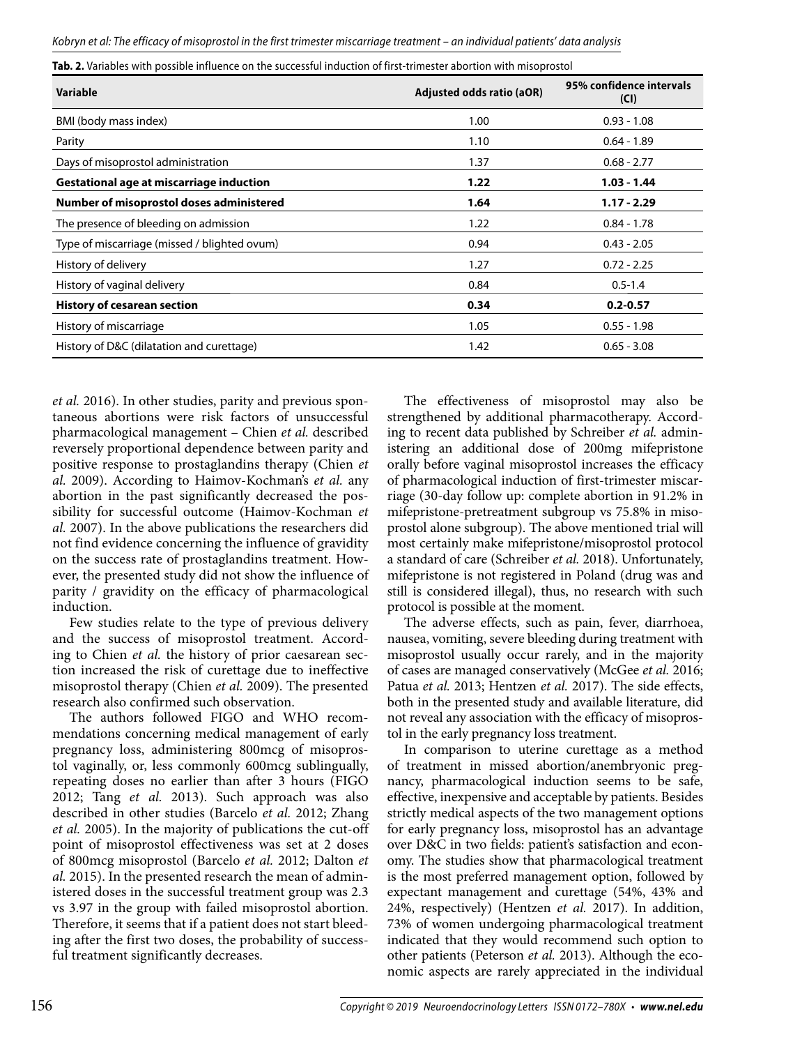**Tab. 2.** Variables with possible influence on the successful induction of first-trimester abortion with misoprostol

| Variable | Adjusted odds ratio (aOR) | 95% confidence intervals (CI) |
|---|---|---|
| BMI (body mass index) | 1.00 | 0.93 - 1.08 |
| Parity | 1.10 | 0.64 - 1.89 |
| Days of misoprostol administration | 1.37 | 0.68 - 2.77 |
| **Gestational age at miscarriage induction** | **1.22** | **1.03 - 1.44** |
| **Number of misoprostol doses administered** | **1.64** | **1.17 - 2.29** |
| The presence of bleeding on admission | 1.22 | 0.84 - 1.78 |
| Type of miscarriage (missed / blighted ovum) | 0.94 | 0.43 - 2.05 |
| History of delivery | 1.27 | 0.72 - 2.25 |
| History of vaginal delivery | 0.84 | 0.5-1.4 |
| **History of cesarean section** | **0.34** | **0.2-0.57** |
| History of miscarriage | 1.05 | 0.55 - 1.98 |
| History of D&C (dilatation and curettage) | 1.42 | 0.65 - 3.08 |

*et al.* 2016). In other studies, parity and previous spontaneous abortions were risk factors of unsuccessful pharmacological management – Chien *et al.* described reversely proportional dependence between parity and positive response to prostaglandins therapy (Chien *et al.* 2009). According to Haimov-Kochman's *et al.* any abortion in the past significantly decreased the possibility for successful outcome (Haimov-Kochman *et al.* 2007). In the above publications the researchers did not find evidence concerning the influence of gravidity on the success rate of prostaglandins treatment. However, the presented study did not show the influence of parity / gravidity on the efficacy of pharmacological induction.

Few studies relate to the type of previous delivery and the success of misoprostol treatment. According to Chien *et al.* the history of prior caesarean section increased the risk of curettage due to ineffective misoprostol therapy (Chien *et al.* 2009). The presented research also confirmed such observation.

The authors followed FIGO and WHO recommendations concerning medical management of early pregnancy loss, administering 800mcg of misoprostol vaginally, or, less commonly 600mcg sublingually, repeating doses no earlier than after 3 hours (FIGO 2012; Tang *et al.* 2013). Such approach was also described in other studies (Barcelo *et al.* 2012; Zhang *et al.* 2005). In the majority of publications the cut-off point of misoprostol effectiveness was set at 2 doses of 800mcg misoprostol (Barcelo *et al.* 2012; Dalton *et al.* 2015). In the presented research the mean of administered doses in the successful treatment group was 2.3 vs 3.97 in the group with failed misoprostol abortion. Therefore, it seems that if a patient does not start bleeding after the first two doses, the probability of successful treatment significantly decreases.

The effectiveness of misoprostol may also be strengthened by additional pharmacotherapy. According to recent data published by Schreiber *et al.* administering an additional dose of 200mg mifepristone orally before vaginal misoprostol increases the efficacy of pharmacological induction of first-trimester miscarriage (30-day follow up: complete abortion in 91.2% in mifepristone-pretreatment subgroup vs 75.8% in misoprostol alone subgroup). The above mentioned trial will most certainly make mifepristone/misoprostol protocol a standard of care (Schreiber *et al.* 2018). Unfortunately, mifepristone is not registered in Poland (drug was and still is considered illegal), thus, no research with such protocol is possible at the moment.

The adverse effects, such as pain, fever, diarrhoea, nausea, vomiting, severe bleeding during treatment with misoprostol usually occur rarely, and in the majority of cases are managed conservatively (McGee *et al.* 2016; Patua *et al.* 2013; Hentzen *et al.* 2017). The side effects, both in the presented study and available literature, did not reveal any association with the efficacy of misoprostol in the early pregnancy loss treatment.

In comparison to uterine curettage as a method of treatment in missed abortion/anembryonic pregnancy, pharmacological induction seems to be safe, effective, inexpensive and acceptable by patients. Besides strictly medical aspects of the two management options for early pregnancy loss, misoprostol has an advantage over D&C in two fields: patient's satisfaction and economy. The studies show that pharmacological treatment is the most preferred management option, followed by expectant management and curettage (54%, 43% and 24%, respectively) (Hentzen *et al.* 2017). In addition, 73% of women undergoing pharmacological treatment indicated that they would recommend such option to other patients (Peterson *et al.* 2013). Although the economic aspects are rarely appreciated in the individual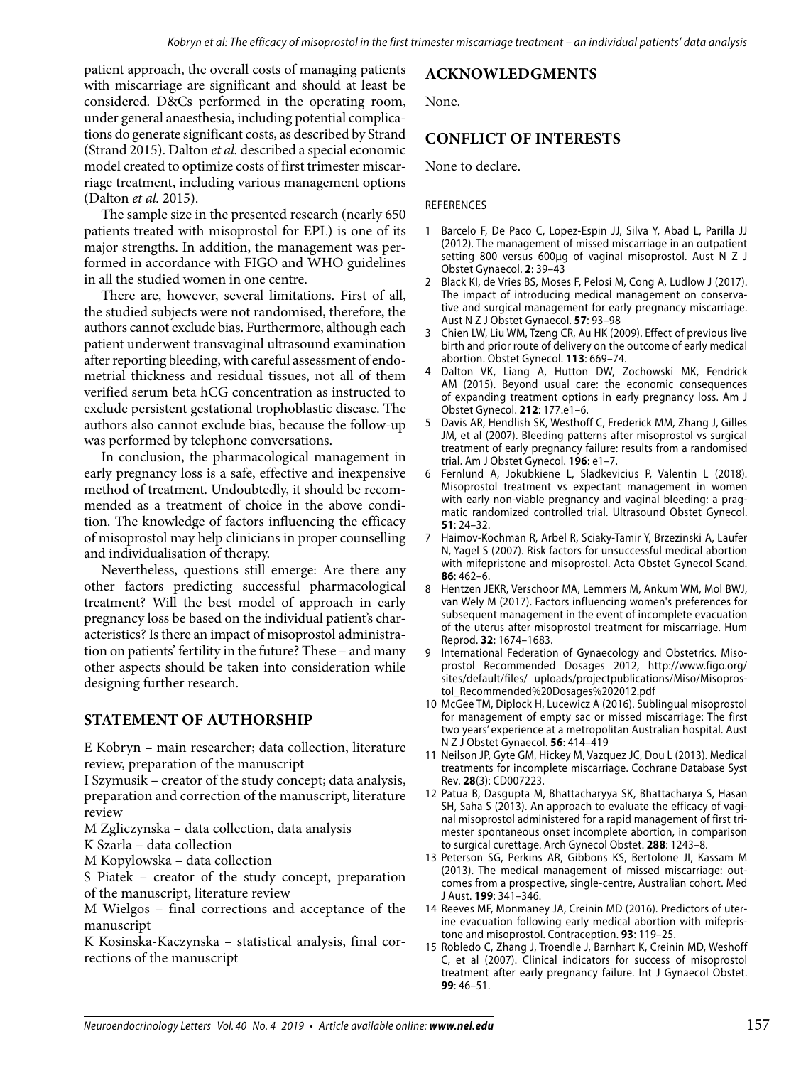patient approach, the overall costs of managing patients with miscarriage are significant and should at least be considered. D&Cs performed in the operating room, under general anaesthesia, including potential complications do generate significant costs, as described by Strand (Strand 2015). Dalton *et al.* described a special economic model created to optimize costs of first trimester miscarriage treatment, including various management options (Dalton *et al.* 2015).

The sample size in the presented research (nearly 650 patients treated with misoprostol for EPL) is one of its major strengths. In addition, the management was performed in accordance with FIGO and WHO guidelines in all the studied women in one centre.

There are, however, several limitations. First of all, the studied subjects were not randomised, therefore, the authors cannot exclude bias. Furthermore, although each patient underwent transvaginal ultrasound examination after reporting bleeding, with careful assessment of endometrial thickness and residual tissues, not all of them verified serum beta hCG concentration as instructed to exclude persistent gestational trophoblastic disease. The authors also cannot exclude bias, because the follow-up was performed by telephone conversations.

In conclusion, the pharmacological management in early pregnancy loss is a safe, effective and inexpensive method of treatment. Undoubtedly, it should be recommended as a treatment of choice in the above condition. The knowledge of factors influencing the efficacy of misoprostol may help clinicians in proper counselling and individualisation of therapy.

Nevertheless, questions still emerge: Are there any other factors predicting successful pharmacological treatment? Will the best model of approach in early pregnancy loss be based on the individual patient's characteristics? Is there an impact of misoprostol administration on patients' fertility in the future? These – and many other aspects should be taken into consideration while designing further research.

## STATEMENT OF AUTHORSHIP

E Kobryn – main researcher; data collection, literature review, preparation of the manuscript

I Szymusik – creator of the study concept; data analysis, preparation and correction of the manuscript, literature review

M Zgliczynska – data collection, data analysis

K Szarla – data collection

M Kopylowska – data collection

S Piatek – creator of the study concept, preparation of the manuscript, literature review

M Wielgos – final corrections and acceptance of the manuscript

K Kosinska-Kaczynska – statistical analysis, final corrections of the manuscript

## ACKNOWLEDGMENTS

None.

## CONFLICT OF INTERESTS

None to declare.

REFERENCES

1. Barcelo F, De Paco C, Lopez-Espin JJ, Silva Y, Abad L, Parilla JJ (2012). The management of missed miscarriage in an outpatient setting 800 versus 600μg of vaginal misoprostol. Aust N Z J Obstet Gynaecol. **2**: 39–43
2. Black KI, de Vries BS, Moses F, Pelosi M, Cong A, Ludlow J (2017). The impact of introducing medical management on conservative and surgical management for early pregnancy miscarriage. Aust N Z J Obstet Gynaecol. **57**: 93–98
3. Chien LW, Liu WM, Tzeng CR, Au HK (2009). Effect of previous live birth and prior route of delivery on the outcome of early medical abortion. Obstet Gynecol. **113**: 669–74.
4. Dalton VK, Liang A, Hutton DW, Zochowski MK, Fendrick AM (2015). Beyond usual care: the economic consequences of expanding treatment options in early pregnancy loss. Am J Obstet Gynecol. **212**: 177.e1–6.
5. Davis AR, Hendlish SK, Westhoff C, Frederick MM, Zhang J, Gilles JM, et al (2007). Bleeding patterns after misoprostol vs surgical treatment of early pregnancy failure: results from a randomised trial. Am J Obstet Gynecol. **196**: e1–7.
6. Fernlund A, Jokubkiene L, Sladkevicius P, Valentin L (2018). Misoprostol treatment vs expectant management in women with early non-viable pregnancy and vaginal bleeding: a pragmatic randomized controlled trial. Ultrasound Obstet Gynecol. **51**: 24–32.
7. Haimov-Kochman R, Arbel R, Sciaky-Tamir Y, Brzezinski A, Laufer N, Yagel S (2007). Risk factors for unsuccessful medical abortion with mifepristone and misoprostol. Acta Obstet Gynecol Scand. **86**: 462–6.
8. Hentzen JEKR, Verschoor MA, Lemmers M, Ankum WM, Mol BWJ, van Wely M (2017). Factors influencing women's preferences for subsequent management in the event of incomplete evacuation of the uterus after misoprostol treatment for miscarriage. Hum Reprod. **32**: 1674–1683.
9. International Federation of Gynaecology and Obstetrics. Misoprostol Recommended Dosages 2012, http://www.figo.org/sites/default/files/ uploads/projectpublications/Miso/Misoprostol_Recommended%20Dosages%202012.pdf
10. McGee TM, Diplock H, Lucewicz A (2016). Sublingual misoprostol for management of empty sac or missed miscarriage: The first two years' experience at a metropolitan Australian hospital. Aust N Z J Obstet Gynaecol. **56**: 414–419
11. Neilson JP, Gyte GM, Hickey M, Vazquez JC, Dou L (2013). Medical treatments for incomplete miscarriage. Cochrane Database Syst Rev. **28**(3): CD007223.
12. Patua B, Dasgupta M, Bhattacharyya SK, Bhattacharya S, Hasan SH, Saha S (2013). An approach to evaluate the efficacy of vaginal misoprostol administered for a rapid management of first trimester spontaneous onset incomplete abortion, in comparison to surgical curettage. Arch Gynecol Obstet. **288**: 1243–8.
13. Peterson SG, Perkins AR, Gibbons KS, Bertolone JI, Kassam M (2013). The medical management of missed miscarriage: outcomes from a prospective, single-centre, Australian cohort. Med J Aust. **199**: 341–346.
14. Reeves MF, Monmaney JA, Creinin MD (2016). Predictors of uterine evacuation following early medical abortion with mifepristone and misoprostol. Contraception. **93**: 119–25.
15. Robledo C, Zhang J, Troendle J, Barnhart K, Creinin MD, Weshoff C, et al (2007). Clinical indicators for success of misoprostol treatment after early pregnancy failure. Int J Gynaecol Obstet. **99**: 46–51.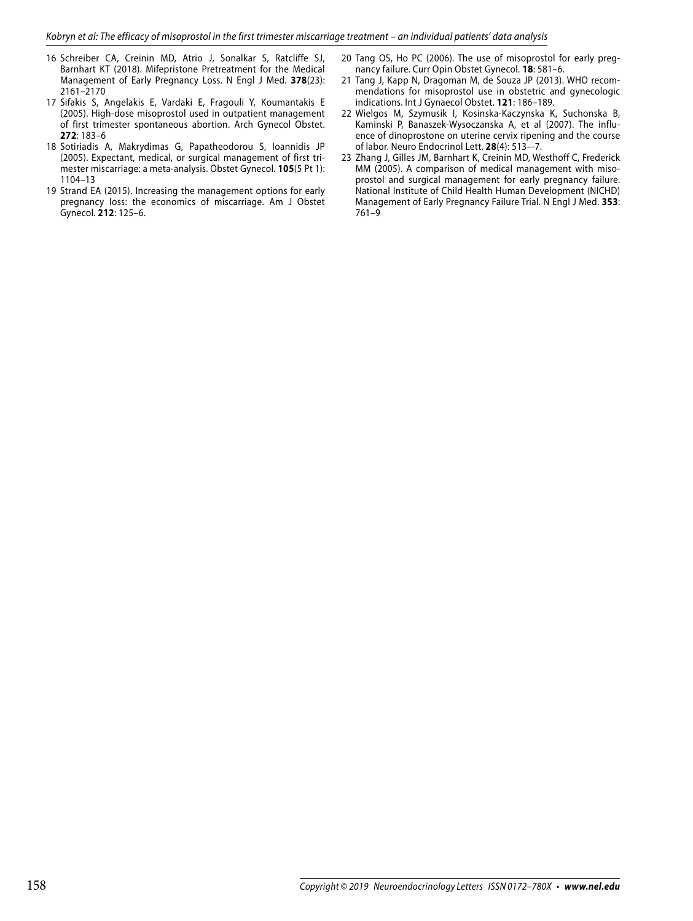16 Schreiber CA, Creinin MD, Atrio J, Sonalkar S, Ratcliffe SJ, Barnhart KT (2018). Mifepristone Pretreatment for the Medical Management of Early Pregnancy Loss. N Engl J Med. **378**(23): 2161–2170

17 Sifakis S, Angelakis E, Vardaki E, Fragouli Y, Koumantakis E (2005). High-dose misoprostol used in outpatient management of first trimester spontaneous abortion. Arch Gynecol Obstet. **272**: 183–6

18 Sotiriadis A, Makrydimas G, Papatheodorou S, Ioannidis JP (2005). Expectant, medical, or surgical management of first trimester miscarriage: a meta-analysis. Obstet Gynecol. **105**(5 Pt 1): 1104–13

19 Strand EA (2015). Increasing the management options for early pregnancy loss: the economics of miscarriage. Am J Obstet Gynecol. **212**: 125–6.

20 Tang OS, Ho PC (2006). The use of misoprostol for early pregnancy failure. Curr Opin Obstet Gynecol. **18**: 581–6.

21 Tang J, Kapp N, Dragoman M, de Souza JP (2013). WHO recommendations for misoprostol use in obstetric and gynecologic indications. Int J Gynaecol Obstet. **121**: 186–189.

22 Wielgos M, Szymusik I, Kosinska-Kaczynska K, Suchonska B, Kaminski P, Banaszek-Wysoczanska A, et al (2007). The influence of dinoprostone on uterine cervix ripening and the course of labor. Neuro Endocrinol Lett. **28**(4): 513–-7.

23 Zhang J, Gilles JM, Barnhart K, Creinin MD, Westhoff C, Frederick MM (2005). A comparison of medical management with misoprostol and surgical management for early pregnancy failure. National Institute of Child Health Human Development (NICHD) Management of Early Pregnancy Failure Trial. N Engl J Med. **353**: 761–9